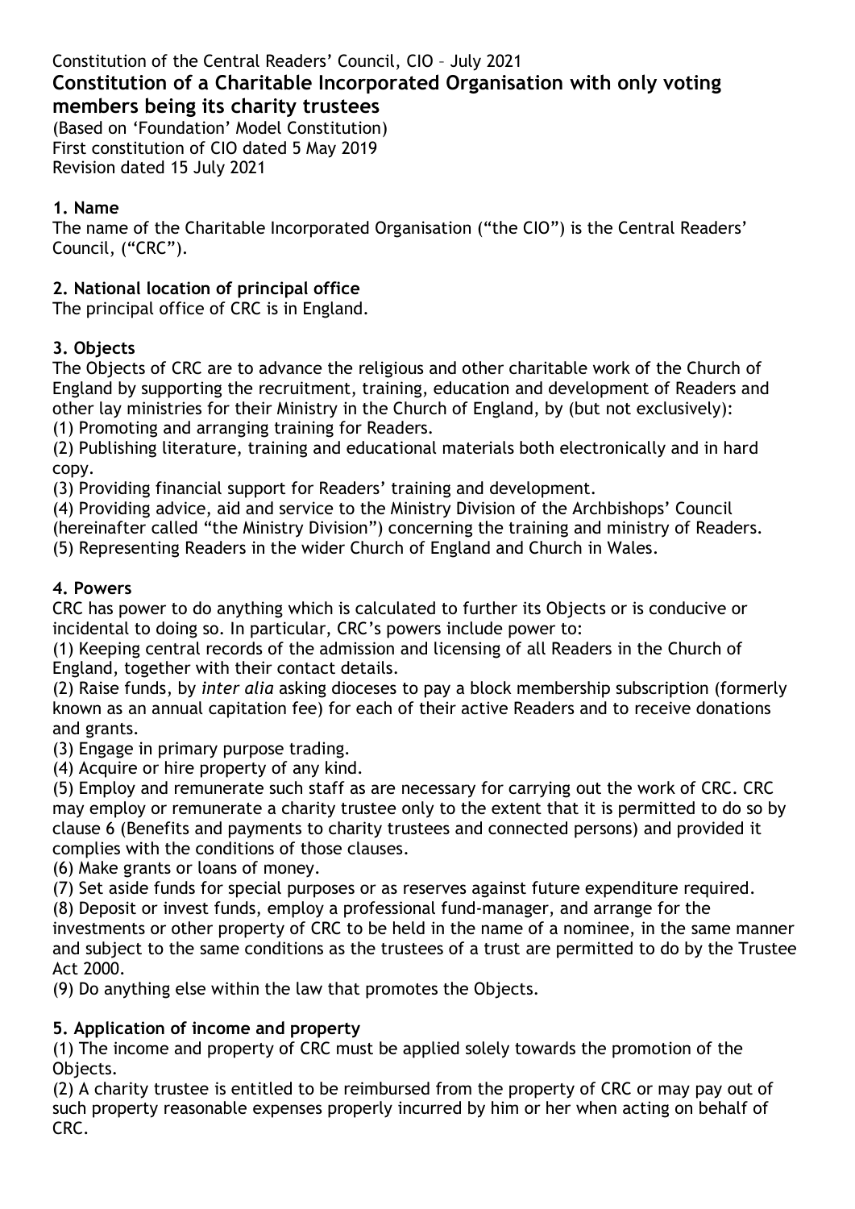Constitution of the Central Readers' Council, CIO – July 2021

# Constitution of a Charitable Incorporated Organisation with only voting members being its charity trustees

(Based on 'Foundation' Model Constitution)
First constitution of CIO dated 5 May 2019
Revision dated 15 July 2021

## 1. Name

The name of the Charitable Incorporated Organisation ("the CIO") is the Central Readers' Council, ("CRC").

## 2. National location of principal office

The principal office of CRC is in England.

## 3. Objects

The Objects of CRC are to advance the religious and other charitable work of the Church of England by supporting the recruitment, training, education and development of Readers and other lay ministries for their Ministry in the Church of England, by (but not exclusively):

(1) Promoting and arranging training for Readers.

(2) Publishing literature, training and educational materials both electronically and in hard copy.

(3) Providing financial support for Readers' training and development.

(4) Providing advice, aid and service to the Ministry Division of the Archbishops' Council (hereinafter called "the Ministry Division") concerning the training and ministry of Readers.

(5) Representing Readers in the wider Church of England and Church in Wales.

## 4. Powers

CRC has power to do anything which is calculated to further its Objects or is conducive or incidental to doing so. In particular, CRC's powers include power to:

(1) Keeping central records of the admission and licensing of all Readers in the Church of England, together with their contact details.

(2) Raise funds, by *inter alia* asking dioceses to pay a block membership subscription (formerly known as an annual capitation fee) for each of their active Readers and to receive donations and grants.

(3) Engage in primary purpose trading.

(4) Acquire or hire property of any kind.

(5) Employ and remunerate such staff as are necessary for carrying out the work of CRC. CRC may employ or remunerate a charity trustee only to the extent that it is permitted to do so by clause 6 (Benefits and payments to charity trustees and connected persons) and provided it complies with the conditions of those clauses.

(6) Make grants or loans of money.

(7) Set aside funds for special purposes or as reserves against future expenditure required.

(8) Deposit or invest funds, employ a professional fund-manager, and arrange for the investments or other property of CRC to be held in the name of a nominee, in the same manner and subject to the same conditions as the trustees of a trust are permitted to do by the Trustee Act 2000.

(9) Do anything else within the law that promotes the Objects.

## 5. Application of income and property

(1) The income and property of CRC must be applied solely towards the promotion of the Objects.

(2) A charity trustee is entitled to be reimbursed from the property of CRC or may pay out of such property reasonable expenses properly incurred by him or her when acting on behalf of CRC.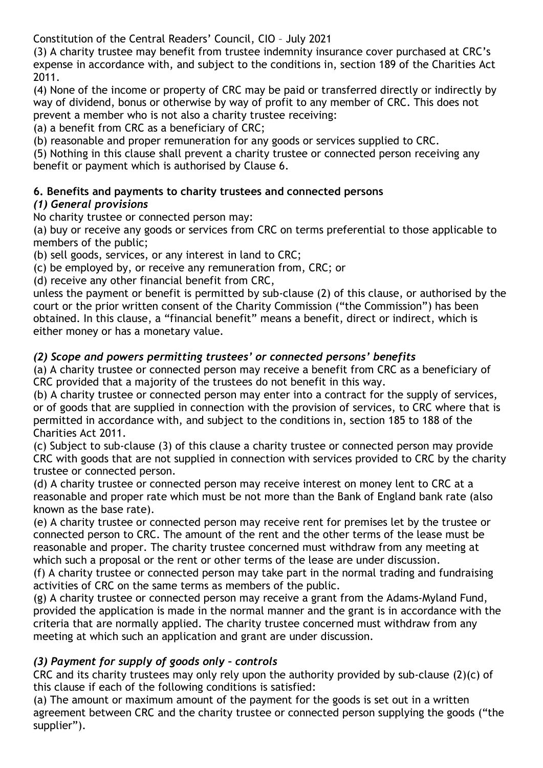(3) A charity trustee may benefit from trustee indemnity insurance cover purchased at CRC's expense in accordance with, and subject to the conditions in, section 189 of the Charities Act 2011.

(4) None of the income or property of CRC may be paid or transferred directly or indirectly by way of dividend, bonus or otherwise by way of profit to any member of CRC. This does not prevent a member who is not also a charity trustee receiving:

(a) a benefit from CRC as a beneficiary of CRC;

(b) reasonable and proper remuneration for any goods or services supplied to CRC.

(5) Nothing in this clause shall prevent a charity trustee or connected person receiving any benefit or payment which is authorised by Clause 6.

**6. Benefits and payments to charity trustees and connected persons**

***(1) General provisions***

No charity trustee or connected person may:

(a) buy or receive any goods or services from CRC on terms preferential to those applicable to members of the public;

(b) sell goods, services, or any interest in land to CRC;

(c) be employed by, or receive any remuneration from, CRC; or

(d) receive any other financial benefit from CRC,

unless the payment or benefit is permitted by sub-clause (2) of this clause, or authorised by the court or the prior written consent of the Charity Commission ("the Commission") has been obtained. In this clause, a "financial benefit" means a benefit, direct or indirect, which is either money or has a monetary value.

***(2) Scope and powers permitting trustees' or connected persons' benefits***

(a) A charity trustee or connected person may receive a benefit from CRC as a beneficiary of CRC provided that a majority of the trustees do not benefit in this way.

(b) A charity trustee or connected person may enter into a contract for the supply of services, or of goods that are supplied in connection with the provision of services, to CRC where that is permitted in accordance with, and subject to the conditions in, section 185 to 188 of the Charities Act 2011.

(c) Subject to sub-clause (3) of this clause a charity trustee or connected person may provide CRC with goods that are not supplied in connection with services provided to CRC by the charity trustee or connected person.

(d) A charity trustee or connected person may receive interest on money lent to CRC at a reasonable and proper rate which must be not more than the Bank of England bank rate (also known as the base rate).

(e) A charity trustee or connected person may receive rent for premises let by the trustee or connected person to CRC. The amount of the rent and the other terms of the lease must be reasonable and proper. The charity trustee concerned must withdraw from any meeting at which such a proposal or the rent or other terms of the lease are under discussion.

(f) A charity trustee or connected person may take part in the normal trading and fundraising activities of CRC on the same terms as members of the public.

(g) A charity trustee or connected person may receive a grant from the Adams-Myland Fund, provided the application is made in the normal manner and the grant is in accordance with the criteria that are normally applied. The charity trustee concerned must withdraw from any meeting at which such an application and grant are under discussion.

***(3) Payment for supply of goods only – controls***

CRC and its charity trustees may only rely upon the authority provided by sub-clause (2)(c) of this clause if each of the following conditions is satisfied:

(a) The amount or maximum amount of the payment for the goods is set out in a written agreement between CRC and the charity trustee or connected person supplying the goods ("the supplier").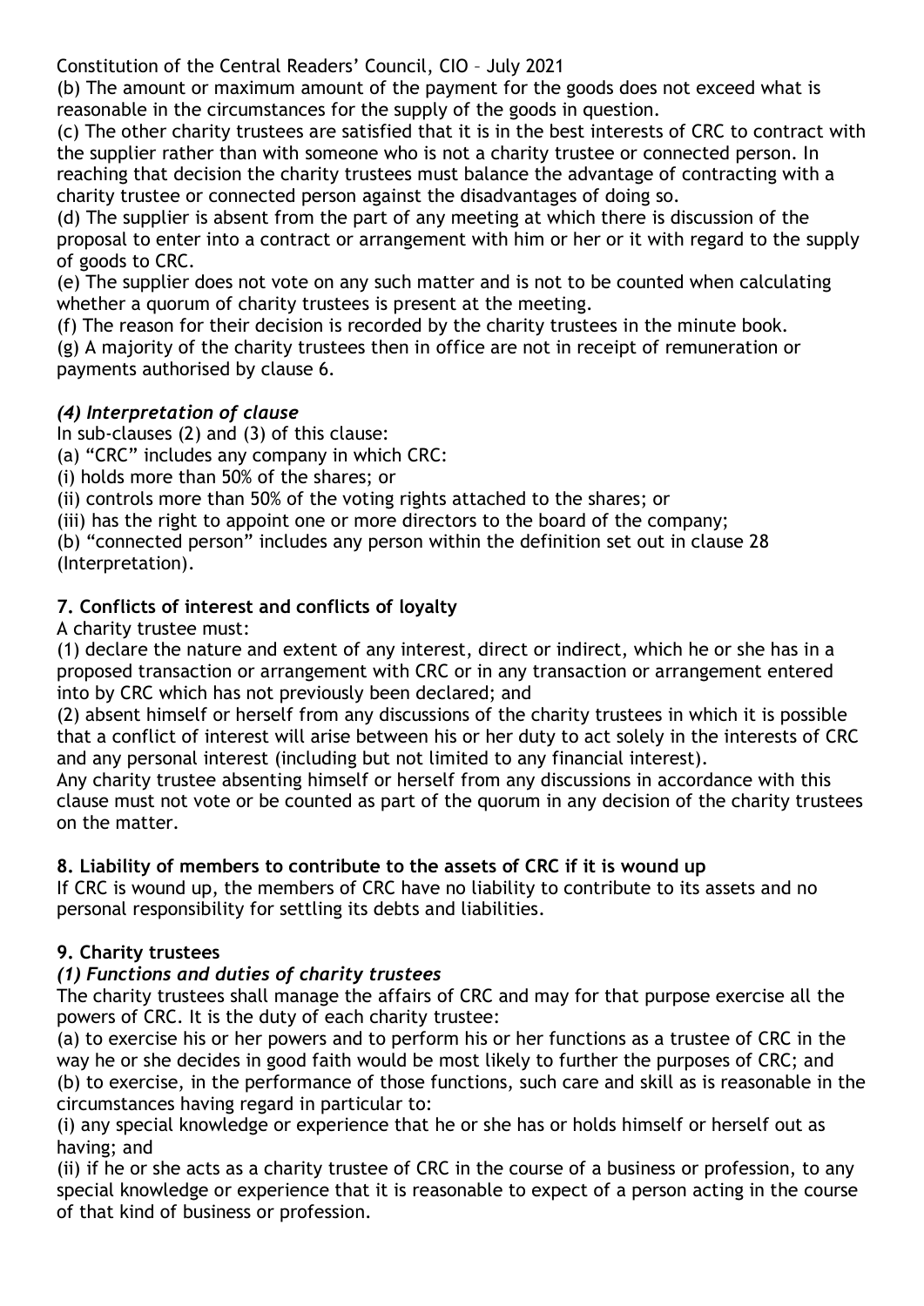(b) The amount or maximum amount of the payment for the goods does not exceed what is reasonable in the circumstances for the supply of the goods in question.

(c) The other charity trustees are satisfied that it is in the best interests of CRC to contract with the supplier rather than with someone who is not a charity trustee or connected person. In reaching that decision the charity trustees must balance the advantage of contracting with a charity trustee or connected person against the disadvantages of doing so.

(d) The supplier is absent from the part of any meeting at which there is discussion of the proposal to enter into a contract or arrangement with him or her or it with regard to the supply of goods to CRC.

(e) The supplier does not vote on any such matter and is not to be counted when calculating whether a quorum of charity trustees is present at the meeting.

(f) The reason for their decision is recorded by the charity trustees in the minute book.

(g) A majority of the charity trustees then in office are not in receipt of remuneration or payments authorised by clause 6.

### *(4) Interpretation of clause*

In sub-clauses (2) and (3) of this clause:

(a) "CRC" includes any company in which CRC:

(i) holds more than 50% of the shares; or

(ii) controls more than 50% of the voting rights attached to the shares; or

(iii) has the right to appoint one or more directors to the board of the company;

(b) "connected person" includes any person within the definition set out in clause 28 (Interpretation).

## 7. Conflicts of interest and conflicts of loyalty

A charity trustee must:

(1) declare the nature and extent of any interest, direct or indirect, which he or she has in a proposed transaction or arrangement with CRC or in any transaction or arrangement entered into by CRC which has not previously been declared; and

(2) absent himself or herself from any discussions of the charity trustees in which it is possible that a conflict of interest will arise between his or her duty to act solely in the interests of CRC and any personal interest (including but not limited to any financial interest).

Any charity trustee absenting himself or herself from any discussions in accordance with this clause must not vote or be counted as part of the quorum in any decision of the charity trustees on the matter.

## 8. Liability of members to contribute to the assets of CRC if it is wound up

If CRC is wound up, the members of CRC have no liability to contribute to its assets and no personal responsibility for settling its debts and liabilities.

## 9. Charity trustees

### *(1) Functions and duties of charity trustees*

The charity trustees shall manage the affairs of CRC and may for that purpose exercise all the powers of CRC. It is the duty of each charity trustee:

(a) to exercise his or her powers and to perform his or her functions as a trustee of CRC in the way he or she decides in good faith would be most likely to further the purposes of CRC; and

(b) to exercise, in the performance of those functions, such care and skill as is reasonable in the circumstances having regard in particular to:

(i) any special knowledge or experience that he or she has or holds himself or herself out as having; and

(ii) if he or she acts as a charity trustee of CRC in the course of a business or profession, to any special knowledge or experience that it is reasonable to expect of a person acting in the course of that kind of business or profession.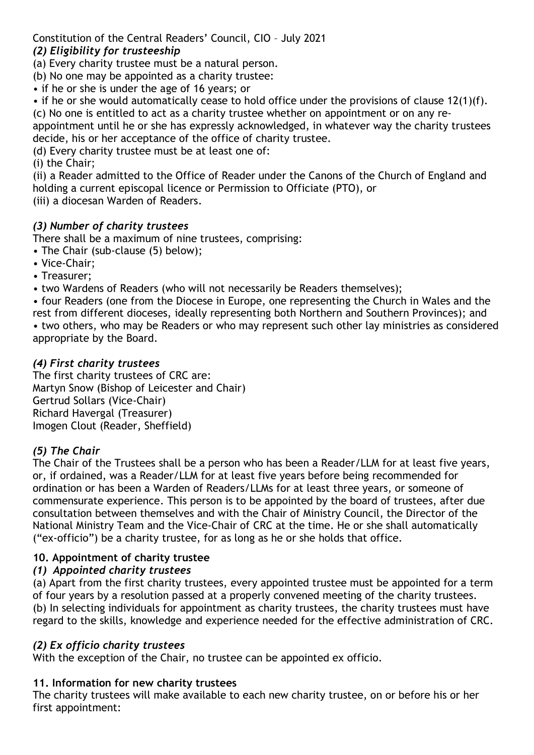Constitution of the Central Readers' Council, CIO – July 2021

### *(2) Eligibility for trusteeship*

(a) Every charity trustee must be a natural person.

(b) No one may be appointed as a charity trustee:

- if he or she is under the age of 16 years; or
- if he or she would automatically cease to hold office under the provisions of clause 12(1)(f).

(c) No one is entitled to act as a charity trustee whether on appointment or on any re-appointment until he or she has expressly acknowledged, in whatever way the charity trustees decide, his or her acceptance of the office of charity trustee.

(d) Every charity trustee must be at least one of:

(i) the Chair;

(ii) a Reader admitted to the Office of Reader under the Canons of the Church of England and holding a current episcopal licence or Permission to Officiate (PTO), or

(iii) a diocesan Warden of Readers.

### *(3) Number of charity trustees*

There shall be a maximum of nine trustees, comprising:

- The Chair (sub-clause (5) below);
- Vice-Chair;
- Treasurer;
- two Wardens of Readers (who will not necessarily be Readers themselves);
- four Readers (one from the Diocese in Europe, one representing the Church in Wales and the rest from different dioceses, ideally representing both Northern and Southern Provinces); and
- two others, who may be Readers or who may represent such other lay ministries as considered appropriate by the Board.

### *(4) First charity trustees*

The first charity trustees of CRC are:
Martyn Snow (Bishop of Leicester and Chair)
Gertrud Sollars (Vice-Chair)
Richard Havergal (Treasurer)
Imogen Clout (Reader, Sheffield)

### *(5) The Chair*

The Chair of the Trustees shall be a person who has been a Reader/LLM for at least five years, or, if ordained, was a Reader/LLM for at least five years before being recommended for ordination or has been a Warden of Readers/LLMs for at least three years, or someone of commensurate experience. This person is to be appointed by the board of trustees, after due consultation between themselves and with the Chair of Ministry Council, the Director of the National Ministry Team and the Vice-Chair of CRC at the time. He or she shall automatically ("ex-officio") be a charity trustee, for as long as he or she holds that office.

## 10. Appointment of charity trustee

### *(1) Appointed charity trustees*

(a) Apart from the first charity trustees, every appointed trustee must be appointed for a term of four years by a resolution passed at a properly convened meeting of the charity trustees.

(b) In selecting individuals for appointment as charity trustees, the charity trustees must have regard to the skills, knowledge and experience needed for the effective administration of CRC.

### *(2) Ex officio charity trustees*

With the exception of the Chair, no trustee can be appointed ex officio.

## 11. Information for new charity trustees

The charity trustees will make available to each new charity trustee, on or before his or her first appointment: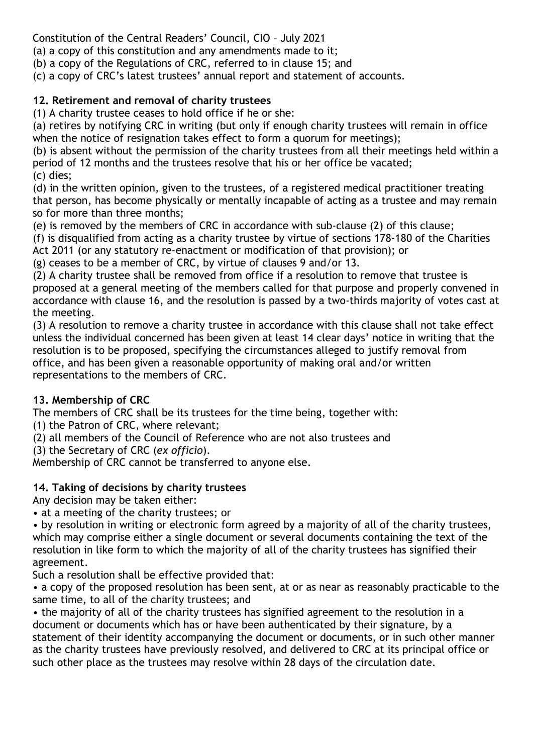(a) a copy of this constitution and any amendments made to it;

(b) a copy of the Regulations of CRC, referred to in clause 15; and

(c) a copy of CRC's latest trustees' annual report and statement of accounts.

## 12. Retirement and removal of charity trustees

(1) A charity trustee ceases to hold office if he or she:

(a) retires by notifying CRC in writing (but only if enough charity trustees will remain in office when the notice of resignation takes effect to form a quorum for meetings);

(b) is absent without the permission of the charity trustees from all their meetings held within a period of 12 months and the trustees resolve that his or her office be vacated;

(c) dies;

(d) in the written opinion, given to the trustees, of a registered medical practitioner treating that person, has become physically or mentally incapable of acting as a trustee and may remain so for more than three months;

(e) is removed by the members of CRC in accordance with sub-clause (2) of this clause;

(f) is disqualified from acting as a charity trustee by virtue of sections 178-180 of the Charities Act 2011 (or any statutory re-enactment or modification of that provision); or

(g) ceases to be a member of CRC, by virtue of clauses 9 and/or 13.

(2) A charity trustee shall be removed from office if a resolution to remove that trustee is proposed at a general meeting of the members called for that purpose and properly convened in accordance with clause 16, and the resolution is passed by a two-thirds majority of votes cast at the meeting.

(3) A resolution to remove a charity trustee in accordance with this clause shall not take effect unless the individual concerned has been given at least 14 clear days' notice in writing that the resolution is to be proposed, specifying the circumstances alleged to justify removal from office, and has been given a reasonable opportunity of making oral and/or written representations to the members of CRC.

## 13. Membership of CRC

The members of CRC shall be its trustees for the time being, together with:

(1) the Patron of CRC, where relevant;

(2) all members of the Council of Reference who are not also trustees and

(3) the Secretary of CRC (*ex officio*).

Membership of CRC cannot be transferred to anyone else.

## 14. Taking of decisions by charity trustees

Any decision may be taken either:

- at a meeting of the charity trustees; or
- by resolution in writing or electronic form agreed by a majority of all of the charity trustees, which may comprise either a single document or several documents containing the text of the resolution in like form to which the majority of all of the charity trustees has signified their agreement.

Such a resolution shall be effective provided that:

- a copy of the proposed resolution has been sent, at or as near as reasonably practicable to the same time, to all of the charity trustees; and
- the majority of all of the charity trustees has signified agreement to the resolution in a document or documents which has or have been authenticated by their signature, by a statement of their identity accompanying the document or documents, or in such other manner as the charity trustees have previously resolved, and delivered to CRC at its principal office or such other place as the trustees may resolve within 28 days of the circulation date.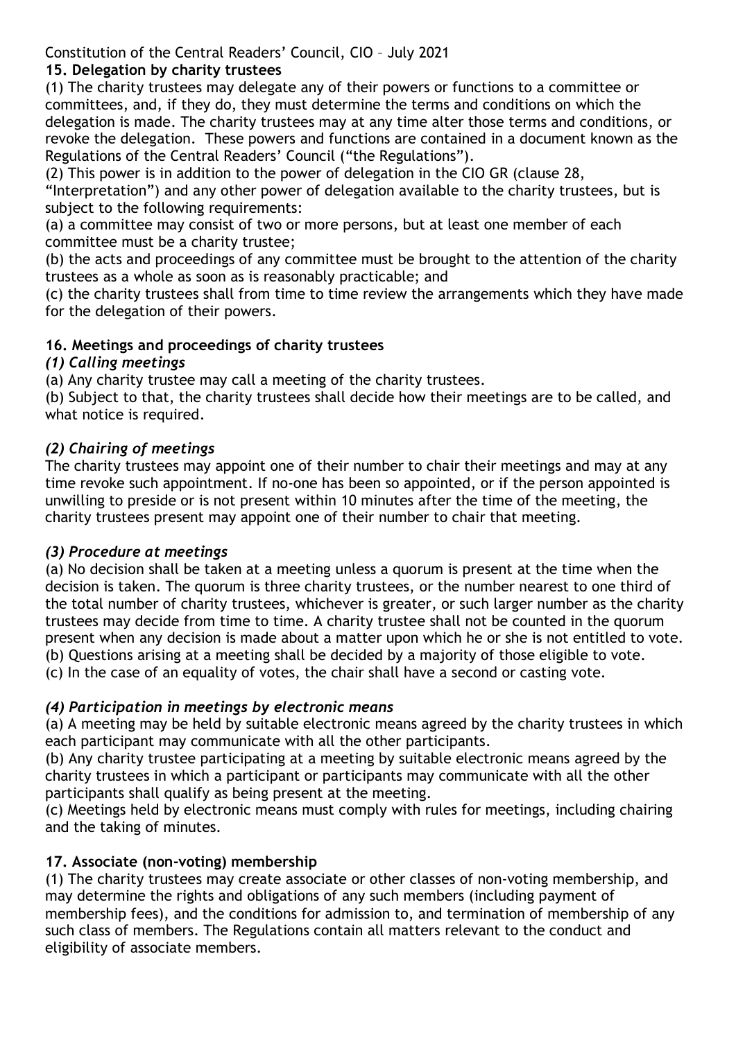Constitution of the Central Readers' Council, CIO – July 2021

**15. Delegation by charity trustees**

(1) The charity trustees may delegate any of their powers or functions to a committee or committees, and, if they do, they must determine the terms and conditions on which the delegation is made. The charity trustees may at any time alter those terms and conditions, or revoke the delegation. These powers and functions are contained in a document known as the Regulations of the Central Readers' Council ("the Regulations").

(2) This power is in addition to the power of delegation in the CIO GR (clause 28, "Interpretation") and any other power of delegation available to the charity trustees, but is subject to the following requirements:

(a) a committee may consist of two or more persons, but at least one member of each committee must be a charity trustee;

(b) the acts and proceedings of any committee must be brought to the attention of the charity trustees as a whole as soon as is reasonably practicable; and

(c) the charity trustees shall from time to time review the arrangements which they have made for the delegation of their powers.

**16. Meetings and proceedings of charity trustees**

***(1) Calling meetings***

(a) Any charity trustee may call a meeting of the charity trustees.

(b) Subject to that, the charity trustees shall decide how their meetings are to be called, and what notice is required.

***(2) Chairing of meetings***

The charity trustees may appoint one of their number to chair their meetings and may at any time revoke such appointment. If no-one has been so appointed, or if the person appointed is unwilling to preside or is not present within 10 minutes after the time of the meeting, the charity trustees present may appoint one of their number to chair that meeting.

***(3) Procedure at meetings***

(a) No decision shall be taken at a meeting unless a quorum is present at the time when the decision is taken. The quorum is three charity trustees, or the number nearest to one third of the total number of charity trustees, whichever is greater, or such larger number as the charity trustees may decide from time to time. A charity trustee shall not be counted in the quorum present when any decision is made about a matter upon which he or she is not entitled to vote.

(b) Questions arising at a meeting shall be decided by a majority of those eligible to vote.

(c) In the case of an equality of votes, the chair shall have a second or casting vote.

***(4) Participation in meetings by electronic means***

(a) A meeting may be held by suitable electronic means agreed by the charity trustees in which each participant may communicate with all the other participants.

(b) Any charity trustee participating at a meeting by suitable electronic means agreed by the charity trustees in which a participant or participants may communicate with all the other participants shall qualify as being present at the meeting.

(c) Meetings held by electronic means must comply with rules for meetings, including chairing and the taking of minutes.

**17. Associate (non-voting) membership**

(1) The charity trustees may create associate or other classes of non-voting membership, and may determine the rights and obligations of any such members (including payment of membership fees), and the conditions for admission to, and termination of membership of any such class of members. The Regulations contain all matters relevant to the conduct and eligibility of associate members.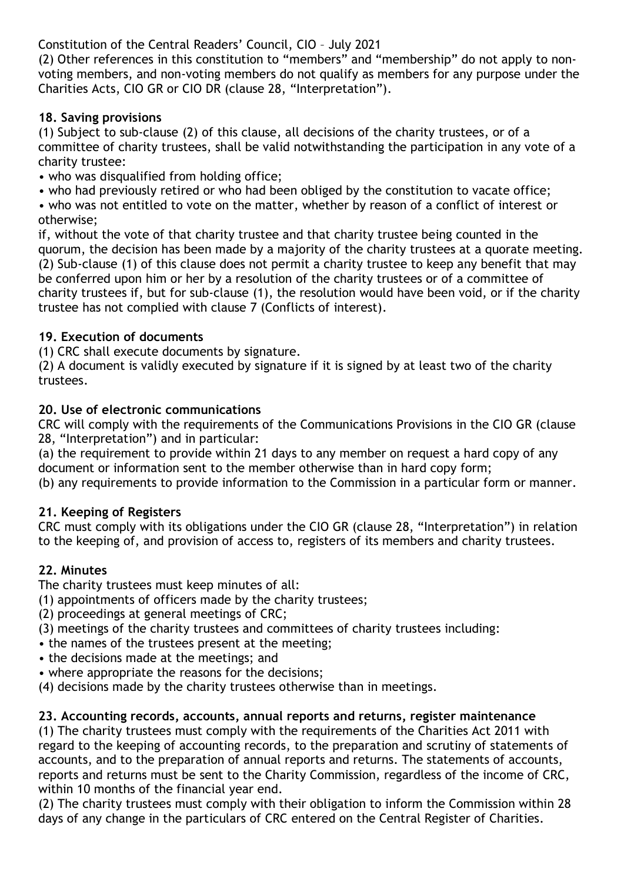(2) Other references in this constitution to "members" and "membership" do not apply to non-voting members, and non-voting members do not qualify as members for any purpose under the Charities Acts, CIO GR or CIO DR (clause 28, "Interpretation").

### 18. Saving provisions

(1) Subject to sub-clause (2) of this clause, all decisions of the charity trustees, or of a committee of charity trustees, shall be valid notwithstanding the participation in any vote of a charity trustee:

- who was disqualified from holding office;
- who had previously retired or who had been obliged by the constitution to vacate office;
- who was not entitled to vote on the matter, whether by reason of a conflict of interest or otherwise;

if, without the vote of that charity trustee and that charity trustee being counted in the quorum, the decision has been made by a majority of the charity trustees at a quorate meeting.

(2) Sub-clause (1) of this clause does not permit a charity trustee to keep any benefit that may be conferred upon him or her by a resolution of the charity trustees or of a committee of charity trustees if, but for sub-clause (1), the resolution would have been void, or if the charity trustee has not complied with clause 7 (Conflicts of interest).

### 19. Execution of documents

(1) CRC shall execute documents by signature.

(2) A document is validly executed by signature if it is signed by at least two of the charity trustees.

### 20. Use of electronic communications

CRC will comply with the requirements of the Communications Provisions in the CIO GR (clause 28, "Interpretation") and in particular:

(a) the requirement to provide within 21 days to any member on request a hard copy of any document or information sent to the member otherwise than in hard copy form;

(b) any requirements to provide information to the Commission in a particular form or manner.

### 21. Keeping of Registers

CRC must comply with its obligations under the CIO GR (clause 28, "Interpretation") in relation to the keeping of, and provision of access to, registers of its members and charity trustees.

### 22. Minutes

The charity trustees must keep minutes of all:

(1) appointments of officers made by the charity trustees;

(2) proceedings at general meetings of CRC;

(3) meetings of the charity trustees and committees of charity trustees including:

- the names of the trustees present at the meeting;
- the decisions made at the meetings; and
- where appropriate the reasons for the decisions;

(4) decisions made by the charity trustees otherwise than in meetings.

### 23. Accounting records, accounts, annual reports and returns, register maintenance

(1) The charity trustees must comply with the requirements of the Charities Act 2011 with regard to the keeping of accounting records, to the preparation and scrutiny of statements of accounts, and to the preparation of annual reports and returns. The statements of accounts, reports and returns must be sent to the Charity Commission, regardless of the income of CRC, within 10 months of the financial year end.

(2) The charity trustees must comply with their obligation to inform the Commission within 28 days of any change in the particulars of CRC entered on the Central Register of Charities.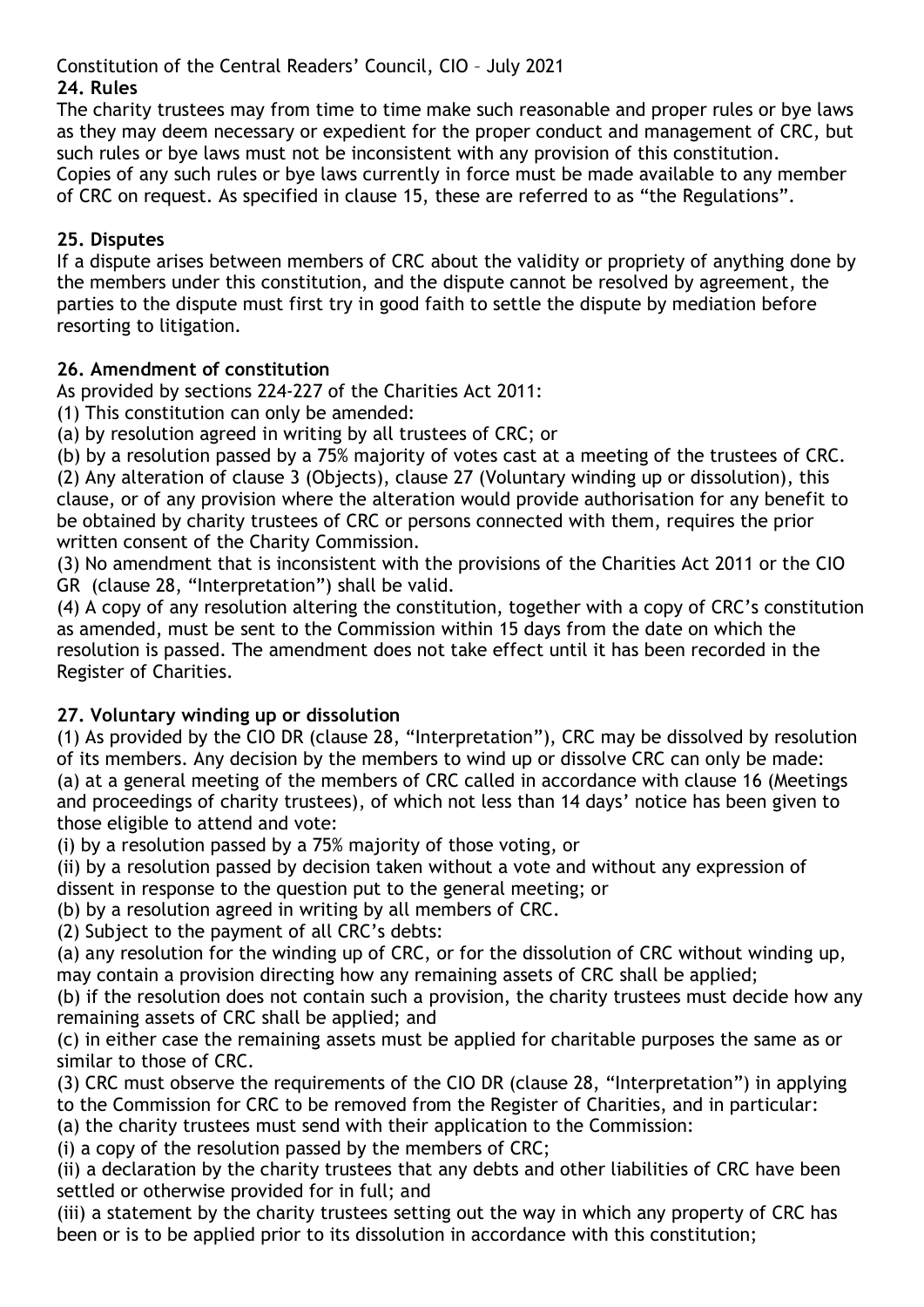Constitution of the Central Readers' Council, CIO – July 2021

**24. Rules**

The charity trustees may from time to time make such reasonable and proper rules or bye laws as they may deem necessary or expedient for the proper conduct and management of CRC, but such rules or bye laws must not be inconsistent with any provision of this constitution. Copies of any such rules or bye laws currently in force must be made available to any member of CRC on request. As specified in clause 15, these are referred to as "the Regulations".

**25. Disputes**

If a dispute arises between members of CRC about the validity or propriety of anything done by the members under this constitution, and the dispute cannot be resolved by agreement, the parties to the dispute must first try in good faith to settle the dispute by mediation before resorting to litigation.

**26. Amendment of constitution**

As provided by sections 224-227 of the Charities Act 2011:

(1) This constitution can only be amended:

(a) by resolution agreed in writing by all trustees of CRC; or

(b) by a resolution passed by a 75% majority of votes cast at a meeting of the trustees of CRC.

(2) Any alteration of clause 3 (Objects), clause 27 (Voluntary winding up or dissolution), this clause, or of any provision where the alteration would provide authorisation for any benefit to be obtained by charity trustees of CRC or persons connected with them, requires the prior written consent of the Charity Commission.

(3) No amendment that is inconsistent with the provisions of the Charities Act 2011 or the CIO GR (clause 28, "Interpretation") shall be valid.

(4) A copy of any resolution altering the constitution, together with a copy of CRC's constitution as amended, must be sent to the Commission within 15 days from the date on which the resolution is passed. The amendment does not take effect until it has been recorded in the Register of Charities.

**27. Voluntary winding up or dissolution**

(1) As provided by the CIO DR (clause 28, "Interpretation"), CRC may be dissolved by resolution of its members. Any decision by the members to wind up or dissolve CRC can only be made:

(a) at a general meeting of the members of CRC called in accordance with clause 16 (Meetings and proceedings of charity trustees), of which not less than 14 days' notice has been given to those eligible to attend and vote:

(i) by a resolution passed by a 75% majority of those voting, or

(ii) by a resolution passed by decision taken without a vote and without any expression of dissent in response to the question put to the general meeting; or

(b) by a resolution agreed in writing by all members of CRC.

(2) Subject to the payment of all CRC's debts:

(a) any resolution for the winding up of CRC, or for the dissolution of CRC without winding up, may contain a provision directing how any remaining assets of CRC shall be applied;

(b) if the resolution does not contain such a provision, the charity trustees must decide how any remaining assets of CRC shall be applied; and

(c) in either case the remaining assets must be applied for charitable purposes the same as or similar to those of CRC.

(3) CRC must observe the requirements of the CIO DR (clause 28, "Interpretation") in applying to the Commission for CRC to be removed from the Register of Charities, and in particular:

(a) the charity trustees must send with their application to the Commission:

(i) a copy of the resolution passed by the members of CRC;

(ii) a declaration by the charity trustees that any debts and other liabilities of CRC have been settled or otherwise provided for in full; and

(iii) a statement by the charity trustees setting out the way in which any property of CRC has been or is to be applied prior to its dissolution in accordance with this constitution;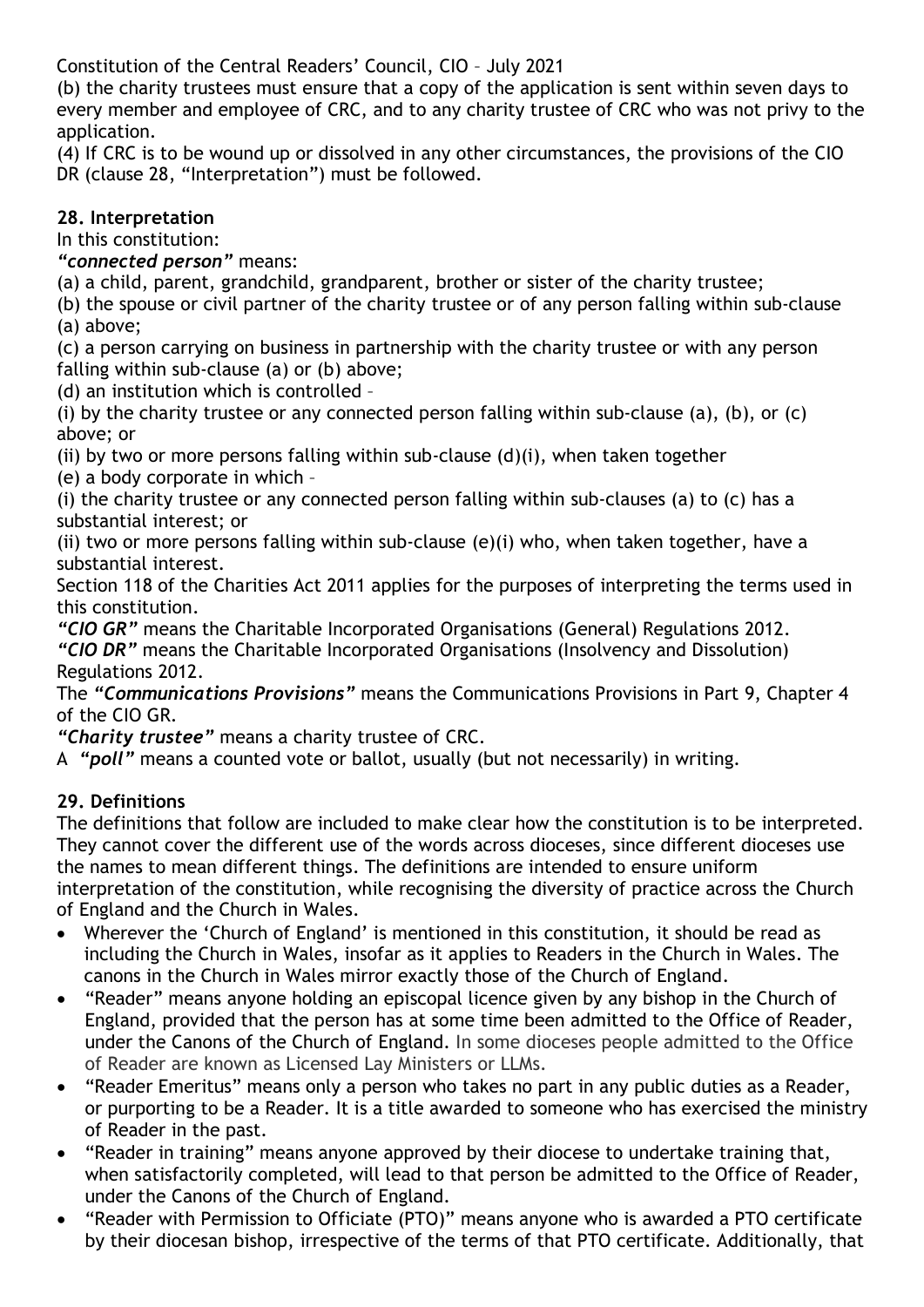(b) the charity trustees must ensure that a copy of the application is sent within seven days to every member and employee of CRC, and to any charity trustee of CRC who was not privy to the application.

(4) If CRC is to be wound up or dissolved in any other circumstances, the provisions of the CIO DR (clause 28, "Interpretation") must be followed.

## 28. Interpretation

In this constitution:

***"connected person"*** means:

(a) a child, parent, grandchild, grandparent, brother or sister of the charity trustee;

(b) the spouse or civil partner of the charity trustee or of any person falling within sub-clause (a) above;

(c) a person carrying on business in partnership with the charity trustee or with any person falling within sub-clause (a) or (b) above;

(d) an institution which is controlled –

(i) by the charity trustee or any connected person falling within sub-clause (a), (b), or (c) above; or

(ii) by two or more persons falling within sub-clause (d)(i), when taken together

(e) a body corporate in which –

(i) the charity trustee or any connected person falling within sub-clauses (a) to (c) has a substantial interest; or

(ii) two or more persons falling within sub-clause (e)(i) who, when taken together, have a substantial interest.

Section 118 of the Charities Act 2011 applies for the purposes of interpreting the terms used in this constitution.

***"CIO GR"*** means the Charitable Incorporated Organisations (General) Regulations 2012.

***"CIO DR"*** means the Charitable Incorporated Organisations (Insolvency and Dissolution) Regulations 2012.

The ***"Communications Provisions"*** means the Communications Provisions in Part 9, Chapter 4 of the CIO GR.

***"Charity trustee"*** means a charity trustee of CRC.

A ***"poll"*** means a counted vote or ballot, usually (but not necessarily) in writing.

## 29. Definitions

The definitions that follow are included to make clear how the constitution is to be interpreted. They cannot cover the different use of the words across dioceses, since different dioceses use the names to mean different things. The definitions are intended to ensure uniform interpretation of the constitution, while recognising the diversity of practice across the Church of England and the Church in Wales.

- Wherever the 'Church of England' is mentioned in this constitution, it should be read as including the Church in Wales, insofar as it applies to Readers in the Church in Wales. The canons in the Church in Wales mirror exactly those of the Church of England.
- "Reader" means anyone holding an episcopal licence given by any bishop in the Church of England, provided that the person has at some time been admitted to the Office of Reader, under the Canons of the Church of England. In some dioceses people admitted to the Office of Reader are known as Licensed Lay Ministers or LLMs.
- "Reader Emeritus" means only a person who takes no part in any public duties as a Reader, or purporting to be a Reader. It is a title awarded to someone who has exercised the ministry of Reader in the past.
- "Reader in training" means anyone approved by their diocese to undertake training that, when satisfactorily completed, will lead to that person be admitted to the Office of Reader, under the Canons of the Church of England.
- "Reader with Permission to Officiate (PTO)" means anyone who is awarded a PTO certificate by their diocesan bishop, irrespective of the terms of that PTO certificate. Additionally, that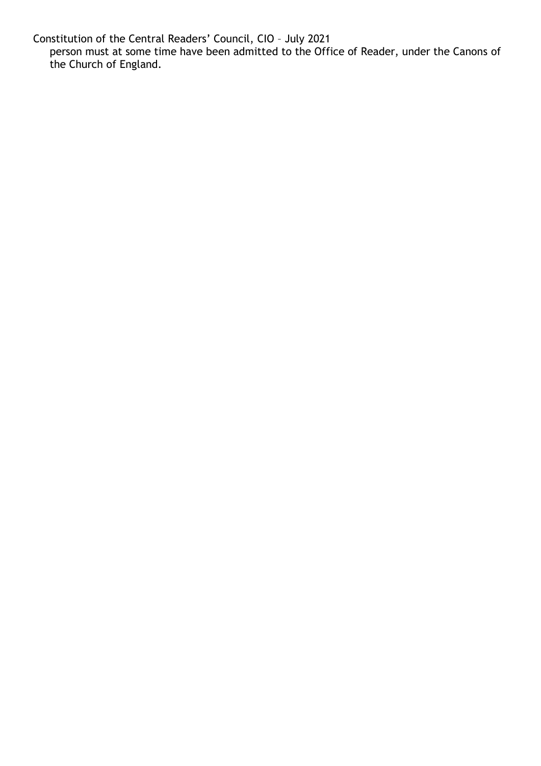person must at some time have been admitted to the Office of Reader, under the Canons of the Church of England.